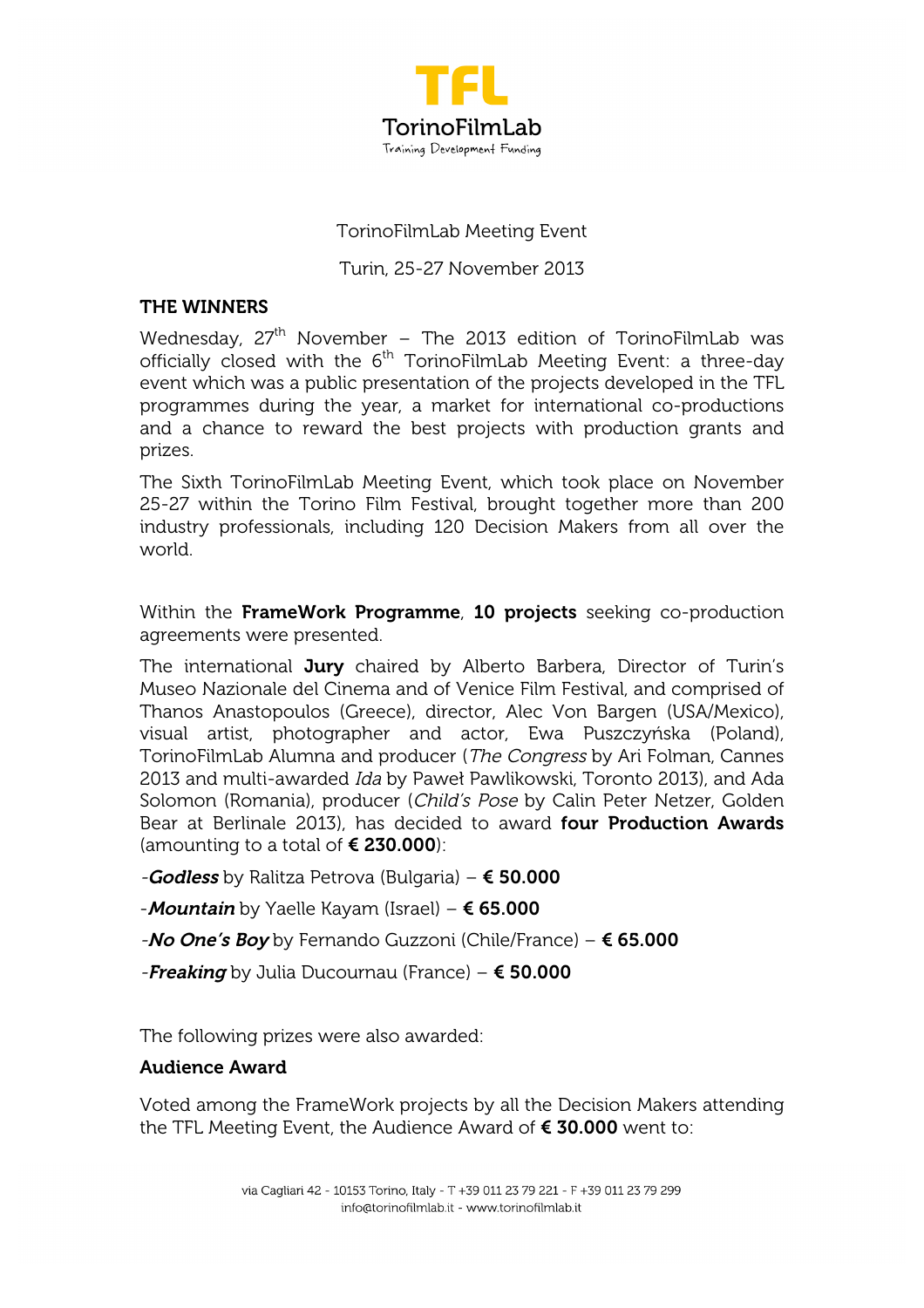# TFL TorinoFilmLab

Training Development Funding

TorinoFilmLab Meeting Event

Turin, 25-27 November 2013

## THE WINNERS

Wednesday, 27th November – The 2013 edition of TorinoFilmLab was officially closed with the 6th TorinoFilmLab Meeting Event: a three-day event which was a public presentation of the projects developed in the TFL programmes during the year, a market for international co-productions and a chance to reward the best projects with production grants and prizes.

The Sixth TorinoFilmLab Meeting Event, which took place on November 25-27 within the Torino Film Festival, brought together more than 200 industry professionals, including 120 Decision Makers from all over the world.

Within the **FrameWork Programme**, **10 projects** seeking co-production agreements were presented.

The international **Jury** chaired by Alberto Barbera, Director of Turin's Museo Nazionale del Cinema and of Venice Film Festival, and comprised of Thanos Anastopoulos (Greece), director, Alec Von Bargen (USA/Mexico), visual artist, photographer and actor, Ewa Puszczyńska (Poland), TorinoFilmLab Alumna and producer (*The Congress* by Ari Folman, Cannes 2013 and multi-awarded *Ida* by Paweł Pawlikowski, Toronto 2013), and Ada Solomon (Romania), producer (*Child's Pose* by Calin Peter Netzer, Golden Bear at Berlinale 2013), has decided to award **four Production Awards** (amounting to a total of **€ 230.000**):

-***Godless*** by Ralitza Petrova (Bulgaria) – **€ 50.000**

-***Mountain*** by Yaelle Kayam (Israel) – **€ 65.000**

-***No One's Boy*** by Fernando Guzzoni (Chile/France) – **€ 65.000**

-***Freaking*** by Julia Ducournau (France) – **€ 50.000**

The following prizes were also awarded:

**Audience Award**

Voted among the FrameWork projects by all the Decision Makers attending the TFL Meeting Event, the Audience Award of **€ 30.000** went to: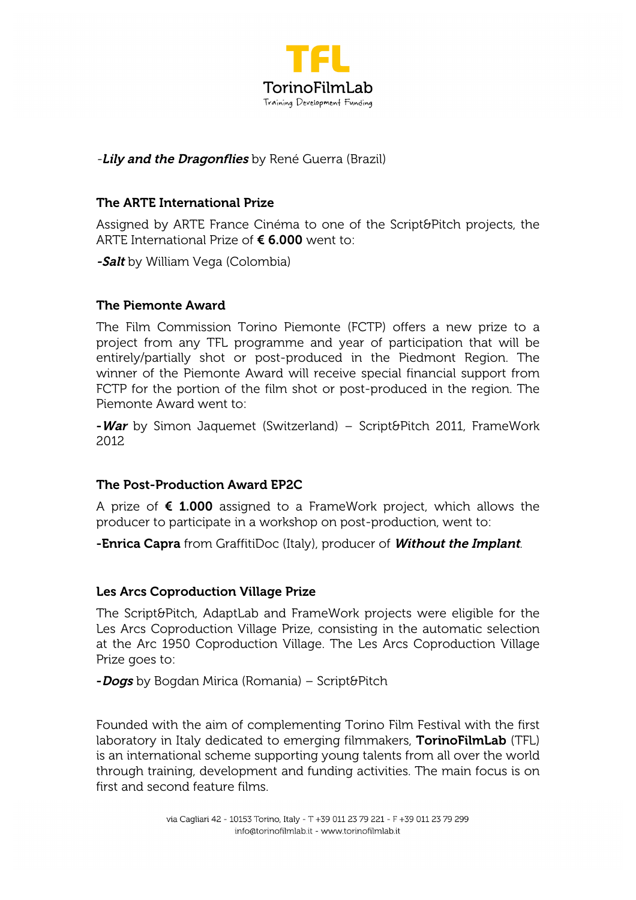-***Lily and the Dragonflies*** by René Guerra (Brazil)

**The ARTE International Prize**

Assigned by ARTE France Cinéma to one of the Script&Pitch projects, the ARTE International Prize of **€ 6.000** went to:

-***Salt*** by William Vega (Colombia)

**The Piemonte Award**

The Film Commission Torino Piemonte (FCTP) offers a new prize to a project from any TFL programme and year of participation that will be entirely/partially shot or post-produced in the Piedmont Region. The winner of the Piemonte Award will receive special financial support from FCTP for the portion of the film shot or post-produced in the region. The Piemonte Award went to:

-***War*** by Simon Jaquemet (Switzerland) – Script&Pitch 2011, FrameWork 2012

**The Post-Production Award EP2C**

A prize of **€ 1.000** assigned to a FrameWork project, which allows the producer to participate in a workshop on post-production, went to:

**-Enrica Capra** from GraffitiDoc (Italy), producer of ***Without the Implant***.

**Les Arcs Coproduction Village Prize**

The Script&Pitch, AdaptLab and FrameWork projects were eligible for the Les Arcs Coproduction Village Prize, consisting in the automatic selection at the Arc 1950 Coproduction Village. The Les Arcs Coproduction Village Prize goes to:

-***Dogs*** by Bogdan Mirica (Romania) – Script&Pitch

Founded with the aim of complementing Torino Film Festival with the first laboratory in Italy dedicated to emerging filmmakers, **TorinoFilmLab** (TFL) is an international scheme supporting young talents from all over the world through training, development and funding activities. The main focus is on first and second feature films.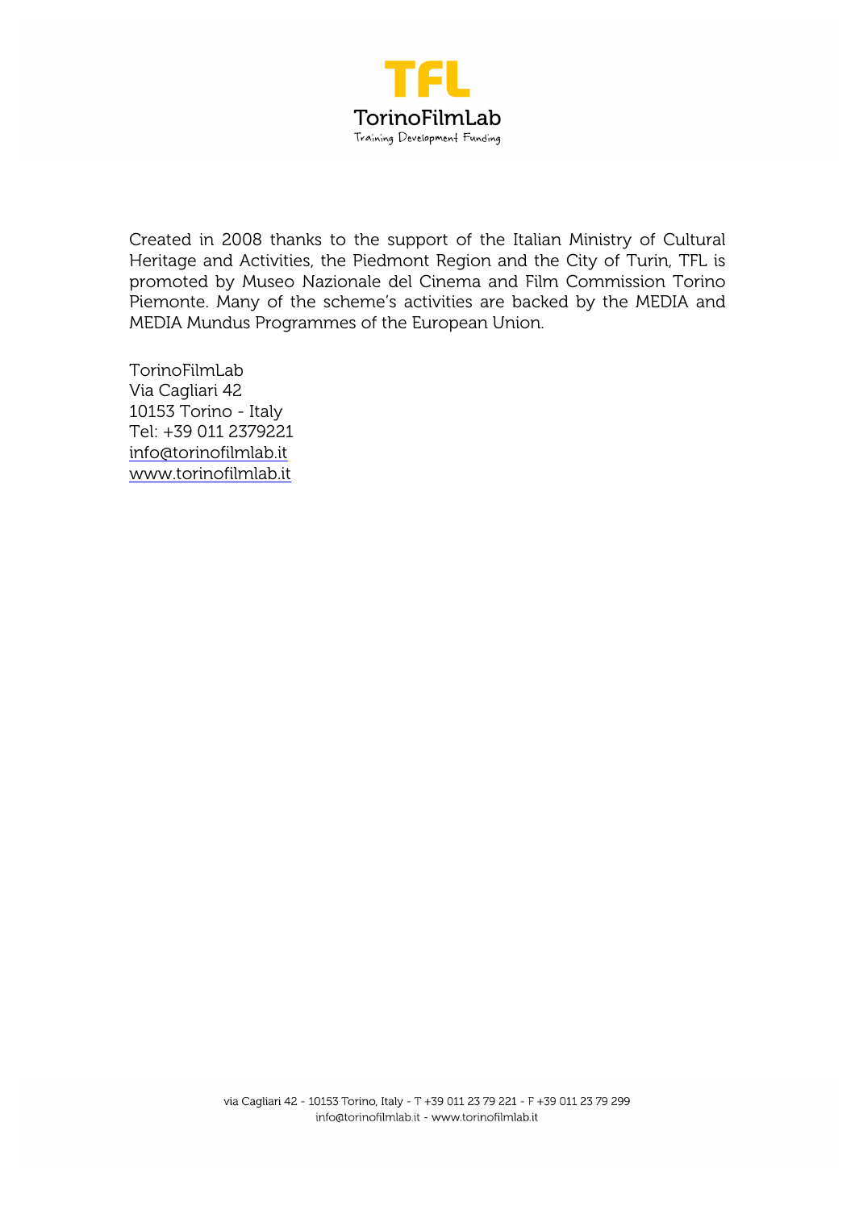Created in 2008 thanks to the support of the Italian Ministry of Cultural Heritage and Activities, the Piedmont Region and the City of Turin, TFL is promoted by Museo Nazionale del Cinema and Film Commission Torino Piemonte. Many of the scheme's activities are backed by the MEDIA and MEDIA Mundus Programmes of the European Union.

TorinoFilmLab
Via Cagliari 42
10153 Torino - Italy
Tel: +39 011 2379221
info@torinofilmlab.it
www.torinofilmlab.it